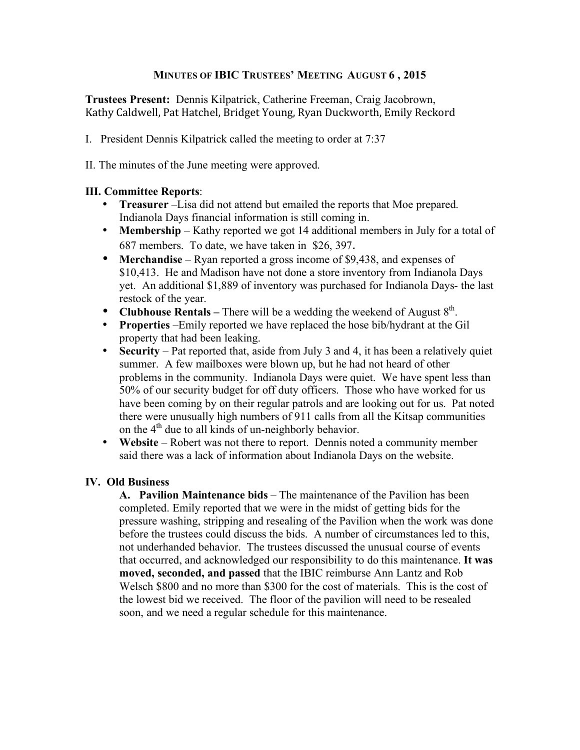# Minutes of IBIC Trustees' Meeting August 6 , 2015

**Trustees Present:** Dennis Kilpatrick, Catherine Freeman, Craig Jacobrown, Kathy Caldwell, Pat Hatchel, Bridget Young, Ryan Duckworth, Emily Reckord

I. President Dennis Kilpatrick called the meeting to order at 7:37

II. The minutes of the June meeting were approved.

**III. Committee Reports**:

- **Treasurer** –Lisa did not attend but emailed the reports that Moe prepared. Indianola Days financial information is still coming in.
- **Membership** – Kathy reported we got 14 additional members in July for a total of 687 members. To date, we have taken in $26, 397.
- **Merchandise** – Ryan reported a gross income of $9,438, and expenses of $10,413. He and Madison have not done a store inventory from Indianola Days yet. An additional $1,889 of inventory was purchased for Indianola Days- the last restock of the year.
- **Clubhouse Rentals –** There will be a wedding the weekend of August 8th.
- **Properties** –Emily reported we have replaced the hose bib/hydrant at the Gil property that had been leaking.
- **Security** – Pat reported that, aside from July 3 and 4, it has been a relatively quiet summer. A few mailboxes were blown up, but he had not heard of other problems in the community. Indianola Days were quiet. We have spent less than 50% of our security budget for off duty officers. Those who have worked for us have been coming by on their regular patrols and are looking out for us. Pat noted there were unusually high numbers of 911 calls from all the Kitsap communities on the 4th due to all kinds of un-neighborly behavior.
- **Website** – Robert was not there to report. Dennis noted a community member said there was a lack of information about Indianola Days on the website.

**IV. Old Business**

**A. Pavilion Maintenance bids** – The maintenance of the Pavilion has been completed. Emily reported that we were in the midst of getting bids for the pressure washing, stripping and resealing of the Pavilion when the work was done before the trustees could discuss the bids. A number of circumstances led to this, not underhanded behavior. The trustees discussed the unusual course of events that occurred, and acknowledged our responsibility to do this maintenance. **It was moved, seconded, and passed** that the IBIC reimburse Ann Lantz and Rob Welsch $800 and no more than $300 for the cost of materials. This is the cost of the lowest bid we received. The floor of the pavilion will need to be resealed soon, and we need a regular schedule for this maintenance.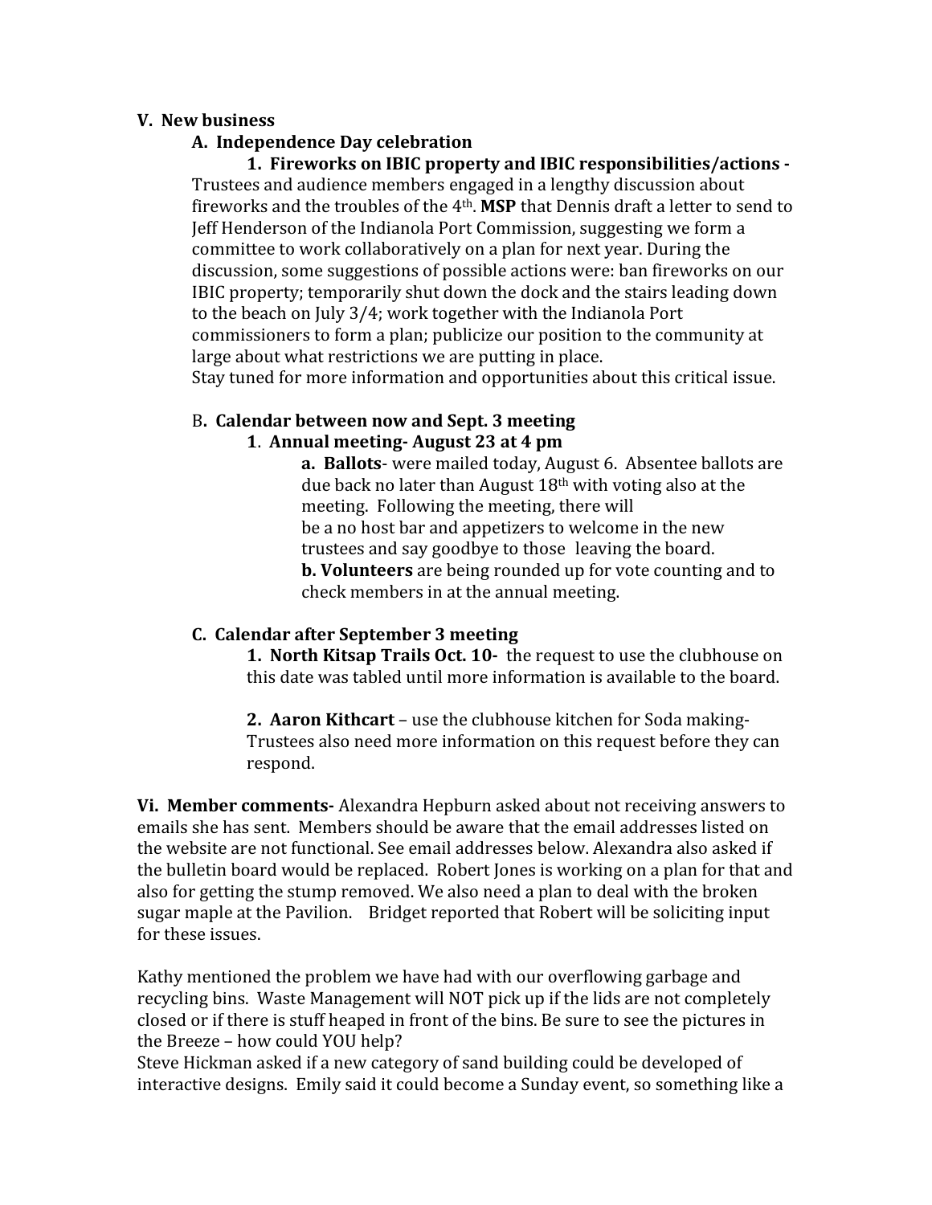**V. New business**

**A. Independence Day celebration**

**1. Fireworks on IBIC property and IBIC responsibilities/actions -** Trustees and audience members engaged in a lengthy discussion about fireworks and the troubles of the 4th. **MSP** that Dennis draft a letter to send to Jeff Henderson of the Indianola Port Commission, suggesting we form a committee to work collaboratively on a plan for next year. During the discussion, some suggestions of possible actions were: ban fireworks on our IBIC property; temporarily shut down the dock and the stairs leading down to the beach on July 3/4; work together with the Indianola Port commissioners to form a plan; publicize our position to the community at large about what restrictions we are putting in place.

Stay tuned for more information and opportunities about this critical issue.

B**. Calendar between now and Sept. 3 meeting**

1. **Annual meeting- August 23 at 4 pm**

**a. Ballots**- were mailed today, August 6. Absentee ballots are due back no later than August 18th with voting also at the meeting. Following the meeting, there will be a no host bar and appetizers to welcome in the new trustees and say goodbye to those leaving the board.

**b. Volunteers** are being rounded up for vote counting and to check members in at the annual meeting.

**C. Calendar after September 3 meeting**

**1. North Kitsap Trails Oct. 10-** the request to use the clubhouse on this date was tabled until more information is available to the board.

**2. Aaron Kithcart** – use the clubhouse kitchen for Soda making- Trustees also need more information on this request before they can respond.

**Vi. Member comments-** Alexandra Hepburn asked about not receiving answers to emails she has sent. Members should be aware that the email addresses listed on the website are not functional. See email addresses below. Alexandra also asked if the bulletin board would be replaced. Robert Jones is working on a plan for that and also for getting the stump removed. We also need a plan to deal with the broken sugar maple at the Pavilion. Bridget reported that Robert will be soliciting input for these issues.

Kathy mentioned the problem we have had with our overflowing garbage and recycling bins. Waste Management will NOT pick up if the lids are not completely closed or if there is stuff heaped in front of the bins. Be sure to see the pictures in the Breeze – how could YOU help?

Steve Hickman asked if a new category of sand building could be developed of interactive designs. Emily said it could become a Sunday event, so something like a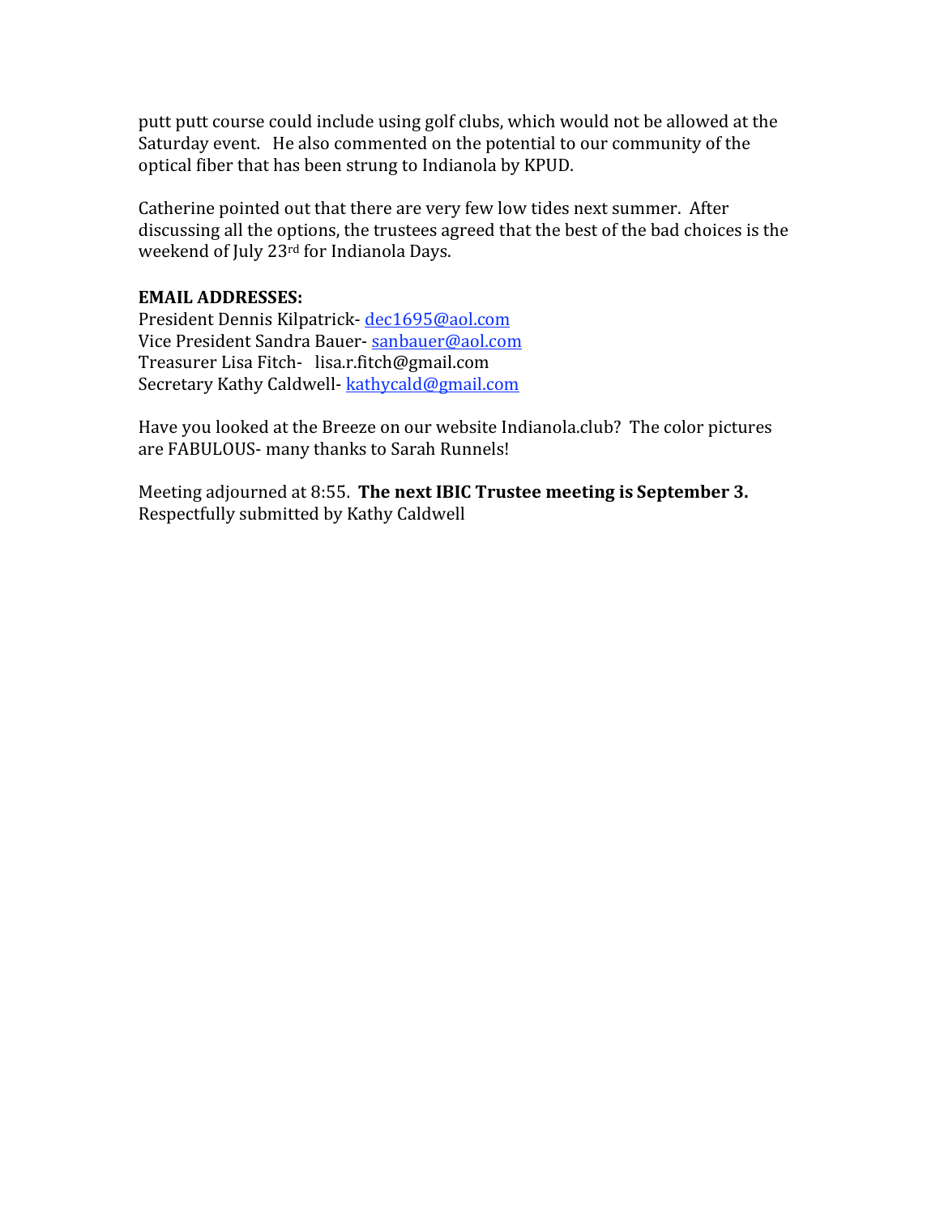putt putt course could include using golf clubs, which would not be allowed at the Saturday event. He also commented on the potential to our community of the optical fiber that has been strung to Indianola by KPUD.

Catherine pointed out that there are very few low tides next summer. After discussing all the options, the trustees agreed that the best of the bad choices is the weekend of July 23rd for Indianola Days.

**EMAIL ADDRESSES:**
President Dennis Kilpatrick- dec1695@aol.com
Vice President Sandra Bauer- sanbauer@aol.com
Treasurer Lisa Fitch- lisa.r.fitch@gmail.com
Secretary Kathy Caldwell- kathycald@gmail.com

Have you looked at the Breeze on our website Indianola.club? The color pictures are FABULOUS- many thanks to Sarah Runnels!

Meeting adjourned at 8:55. **The next IBIC Trustee meeting is September 3.**
Respectfully submitted by Kathy Caldwell